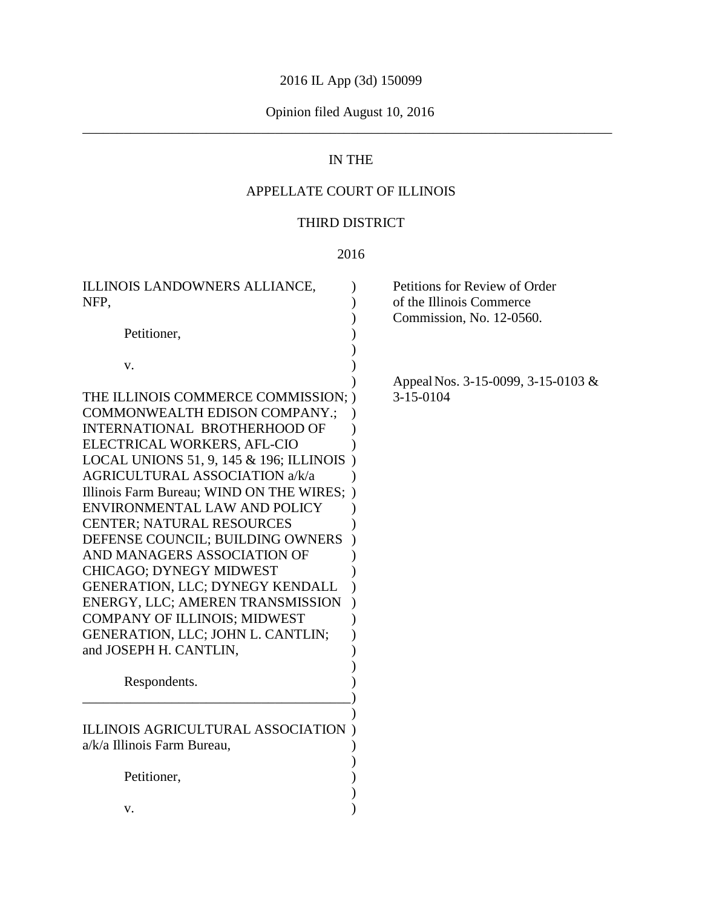2016 IL App (3d) 150099

Opinion filed August 10, 2016

---

IN THE

APPELLATE COURT OF ILLINOIS

THIRD DISTRICT

2016

| | |
|---|---|
| ILLINOIS LANDOWNERS ALLIANCE, NFP,<br><br>Petitioner,<br><br>v.<br><br>THE ILLINOIS COMMERCE COMMISSION; COMMONWEALTH EDISON COMPANY.; INTERNATIONAL BROTHERHOOD OF ELECTRICAL WORKERS, AFL-CIO LOCAL UNIONS 51, 9, 145 & 196; ILLINOIS AGRICULTURAL ASSOCIATION a/k/a Illinois Farm Bureau; WIND ON THE WIRES; ENVIRONMENTAL LAW AND POLICY CENTER; NATURAL RESOURCES DEFENSE COUNCIL; BUILDING OWNERS AND MANAGERS ASSOCIATION OF CHICAGO; DYNEGY MIDWEST GENERATION, LLC; DYNEGY KENDALL ENERGY, LLC; AMEREN TRANSMISSION COMPANY OF ILLINOIS; MIDWEST GENERATION, LLC; JOHN L. CANTLIN; and JOSEPH H. CANTLIN,<br><br>Respondents. | Petitions for Review of Order of the Illinois Commerce Commission, No. 12-0560.<br><br>Appeal Nos. 3-15-0099, 3-15-0103 & 3-15-0104 |
| ILLINOIS AGRICULTURAL ASSOCIATION a/k/a Illinois Farm Bureau,<br><br>Petitioner,<br><br>v. | |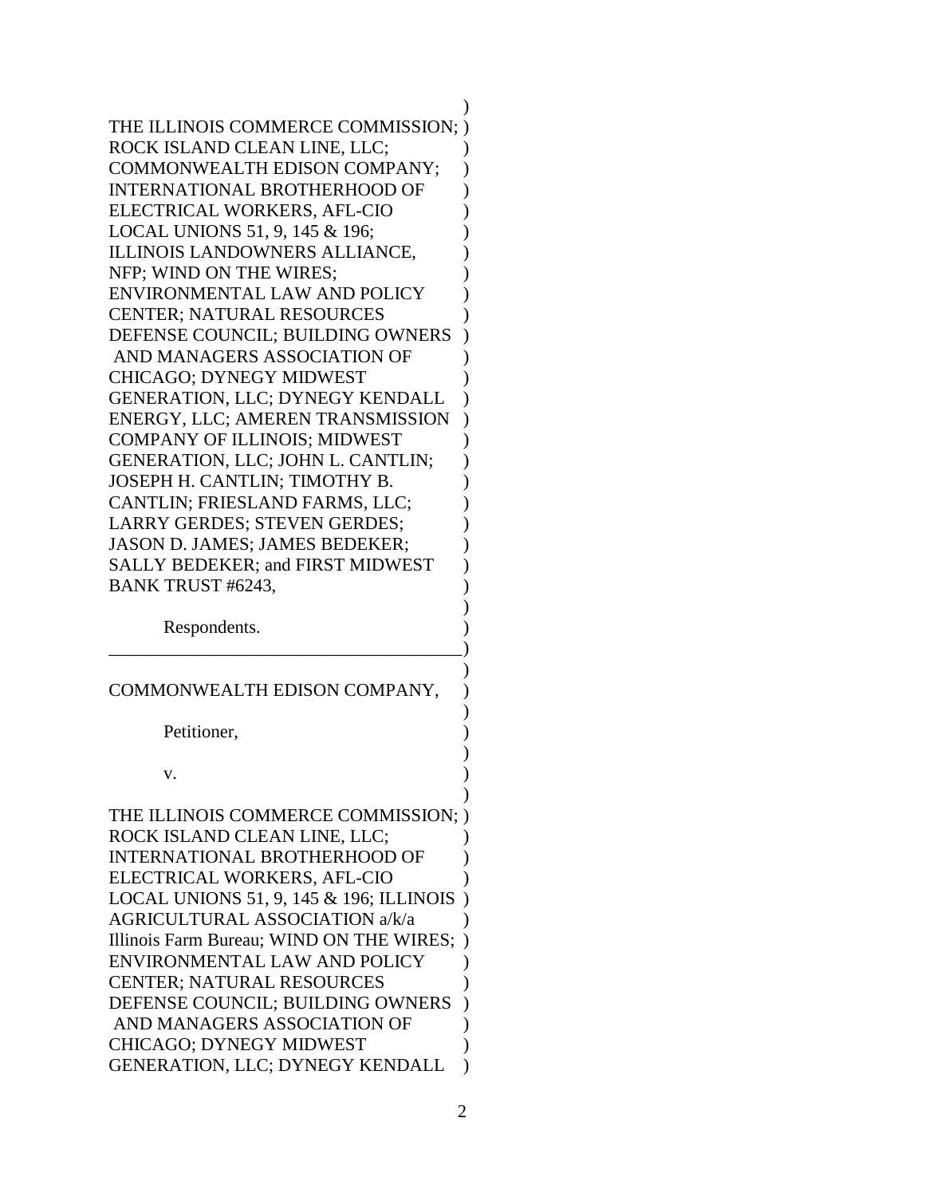THE ILLINOIS COMMERCE COMMISSION; ROCK ISLAND CLEAN LINE, LLC; COMMONWEALTH EDISON COMPANY; INTERNATIONAL BROTHERHOOD OF ELECTRICAL WORKERS, AFL-CIO LOCAL UNIONS 51, 9, 145 & 196; ILLINOIS LANDOWNERS ALLIANCE, NFP; WIND ON THE WIRES; ENVIRONMENTAL LAW AND POLICY CENTER; NATURAL RESOURCES DEFENSE COUNCIL; BUILDING OWNERS AND MANAGERS ASSOCIATION OF CHICAGO; DYNEGY MIDWEST GENERATION, LLC; DYNEGY KENDALL ENERGY, LLC; AMEREN TRANSMISSION COMPANY OF ILLINOIS; MIDWEST GENERATION, LLC; JOHN L. CANTLIN; JOSEPH H. CANTLIN; TIMOTHY B. CANTLIN; FRIESLAND FARMS, LLC; LARRY GERDES; STEVEN GERDES; JASON D. JAMES; JAMES BEDEKER; SALLY BEDEKER; and FIRST MIDWEST BANK TRUST #6243,

Respondents.

---

COMMONWEALTH EDISON COMPANY,

Petitioner,

v.

THE ILLINOIS COMMERCE COMMISSION; ROCK ISLAND CLEAN LINE, LLC; INTERNATIONAL BROTHERHOOD OF ELECTRICAL WORKERS, AFL-CIO LOCAL UNIONS 51, 9, 145 & 196; ILLINOIS AGRICULTURAL ASSOCIATION a/k/a Illinois Farm Bureau; WIND ON THE WIRES; ENVIRONMENTAL LAW AND POLICY CENTER; NATURAL RESOURCES DEFENSE COUNCIL; BUILDING OWNERS AND MANAGERS ASSOCIATION OF CHICAGO; DYNEGY MIDWEST GENERATION, LLC; DYNEGY KENDALL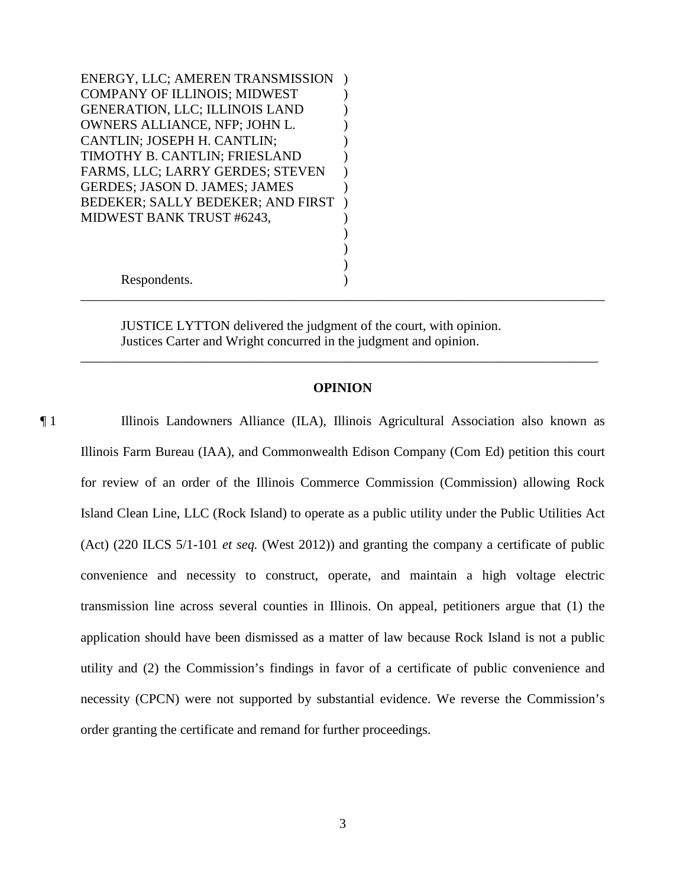ENERGY, LLC; AMEREN TRANSMISSION )
COMPANY OF ILLINOIS; MIDWEST )
GENERATION, LLC; ILLINOIS LAND )
OWNERS ALLIANCE, NFP; JOHN L. )
CANTLIN; JOSEPH H. CANTLIN; )
TIMOTHY B. CANTLIN; FRIESLAND )
FARMS, LLC; LARRY GERDES; STEVEN )
GERDES; JASON D. JAMES; JAMES )
BEDEKER; SALLY BEDEKER; AND FIRST )
MIDWEST BANK TRUST #6243, )
)
)
)
Respondents. )

---

JUSTICE LYTTON delivered the judgment of the court, with opinion.
Justices Carter and Wright concurred in the judgment and opinion.

---

**OPINION**

¶ 1 Illinois Landowners Alliance (ILA), Illinois Agricultural Association also known as Illinois Farm Bureau (IAA), and Commonwealth Edison Company (Com Ed) petition this court for review of an order of the Illinois Commerce Commission (Commission) allowing Rock Island Clean Line, LLC (Rock Island) to operate as a public utility under the Public Utilities Act (Act) (220 ILCS 5/1-101 *et seq.* (West 2012)) and granting the company a certificate of public convenience and necessity to construct, operate, and maintain a high voltage electric transmission line across several counties in Illinois. On appeal, petitioners argue that (1) the application should have been dismissed as a matter of law because Rock Island is not a public utility and (2) the Commission's findings in favor of a certificate of public convenience and necessity (CPCN) were not supported by substantial evidence. We reverse the Commission's order granting the certificate and remand for further proceedings.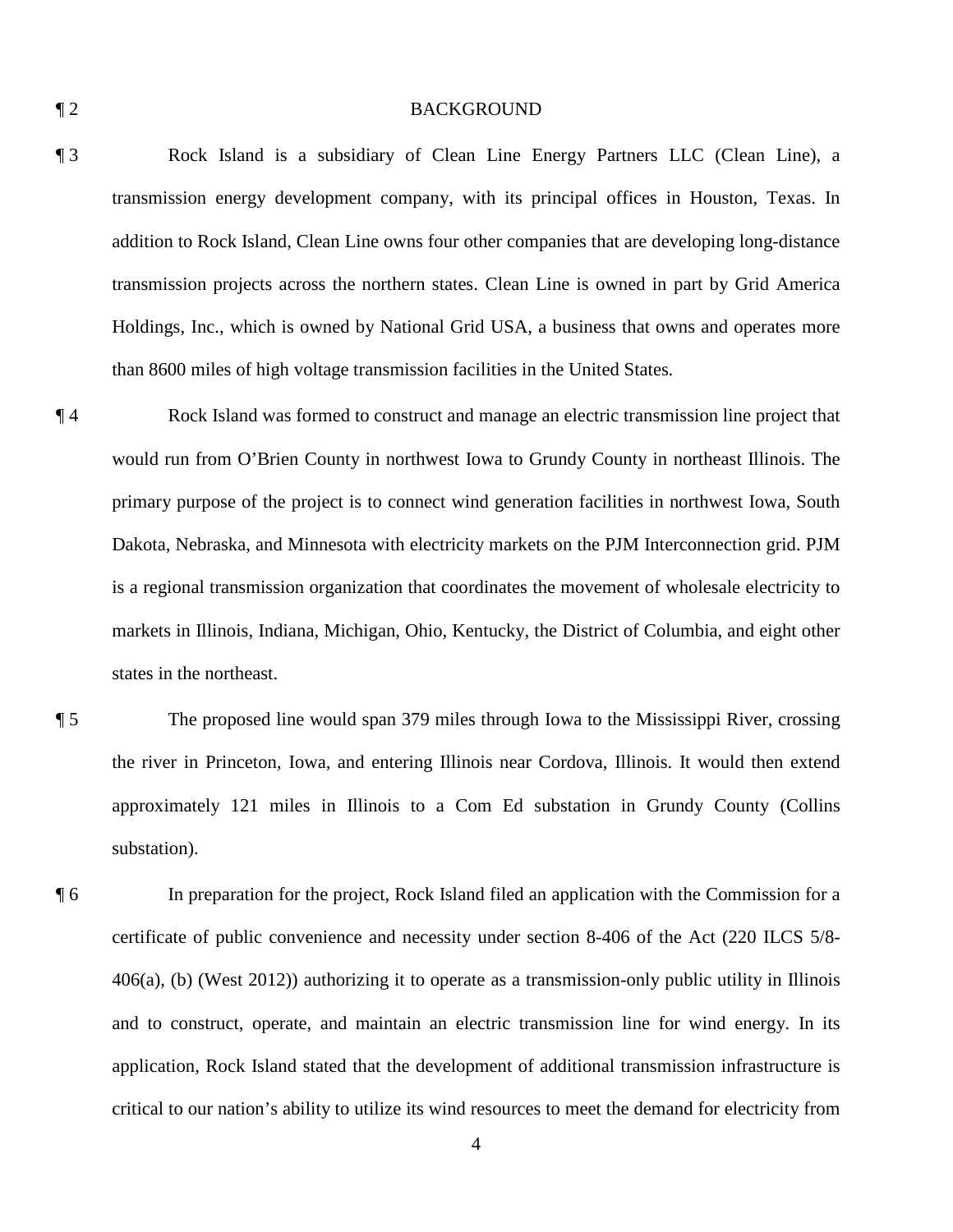¶ 2 BACKGROUND

¶ 3 Rock Island is a subsidiary of Clean Line Energy Partners LLC (Clean Line), a transmission energy development company, with its principal offices in Houston, Texas. In addition to Rock Island, Clean Line owns four other companies that are developing long-distance transmission projects across the northern states. Clean Line is owned in part by Grid America Holdings, Inc., which is owned by National Grid USA, a business that owns and operates more than 8600 miles of high voltage transmission facilities in the United States.

¶ 4 Rock Island was formed to construct and manage an electric transmission line project that would run from O'Brien County in northwest Iowa to Grundy County in northeast Illinois. The primary purpose of the project is to connect wind generation facilities in northwest Iowa, South Dakota, Nebraska, and Minnesota with electricity markets on the PJM Interconnection grid. PJM is a regional transmission organization that coordinates the movement of wholesale electricity to markets in Illinois, Indiana, Michigan, Ohio, Kentucky, the District of Columbia, and eight other states in the northeast.

¶ 5 The proposed line would span 379 miles through Iowa to the Mississippi River, crossing the river in Princeton, Iowa, and entering Illinois near Cordova, Illinois. It would then extend approximately 121 miles in Illinois to a Com Ed substation in Grundy County (Collins substation).

¶ 6 In preparation for the project, Rock Island filed an application with the Commission for a certificate of public convenience and necessity under section 8-406 of the Act (220 ILCS 5/8-406(a), (b) (West 2012)) authorizing it to operate as a transmission-only public utility in Illinois and to construct, operate, and maintain an electric transmission line for wind energy. In its application, Rock Island stated that the development of additional transmission infrastructure is critical to our nation's ability to utilize its wind resources to meet the demand for electricity from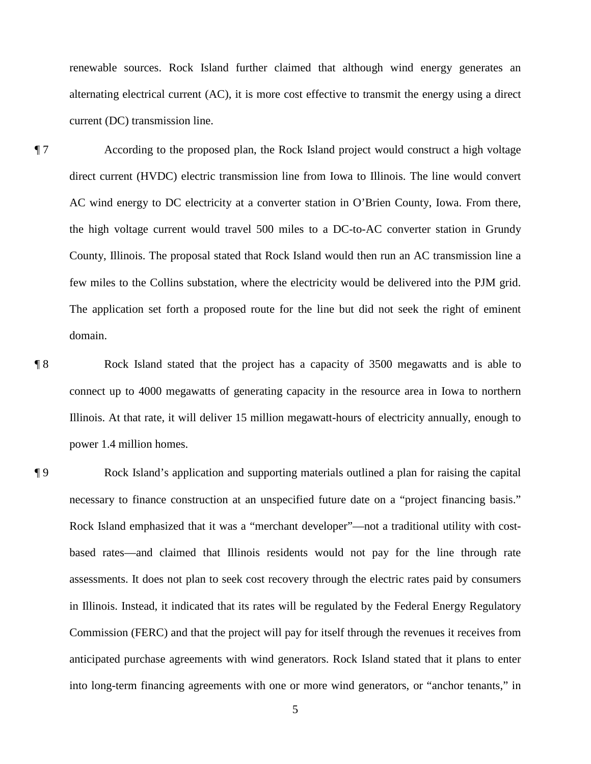renewable sources. Rock Island further claimed that although wind energy generates an alternating electrical current (AC), it is more cost effective to transmit the energy using a direct current (DC) transmission line.

¶ 7 According to the proposed plan, the Rock Island project would construct a high voltage direct current (HVDC) electric transmission line from Iowa to Illinois. The line would convert AC wind energy to DC electricity at a converter station in O'Brien County, Iowa. From there, the high voltage current would travel 500 miles to a DC-to-AC converter station in Grundy County, Illinois. The proposal stated that Rock Island would then run an AC transmission line a few miles to the Collins substation, where the electricity would be delivered into the PJM grid. The application set forth a proposed route for the line but did not seek the right of eminent domain.

¶ 8 Rock Island stated that the project has a capacity of 3500 megawatts and is able to connect up to 4000 megawatts of generating capacity in the resource area in Iowa to northern Illinois. At that rate, it will deliver 15 million megawatt-hours of electricity annually, enough to power 1.4 million homes.

¶ 9 Rock Island's application and supporting materials outlined a plan for raising the capital necessary to finance construction at an unspecified future date on a "project financing basis." Rock Island emphasized that it was a "merchant developer"—not a traditional utility with cost-based rates—and claimed that Illinois residents would not pay for the line through rate assessments. It does not plan to seek cost recovery through the electric rates paid by consumers in Illinois. Instead, it indicated that its rates will be regulated by the Federal Energy Regulatory Commission (FERC) and that the project will pay for itself through the revenues it receives from anticipated purchase agreements with wind generators. Rock Island stated that it plans to enter into long-term financing agreements with one or more wind generators, or "anchor tenants," in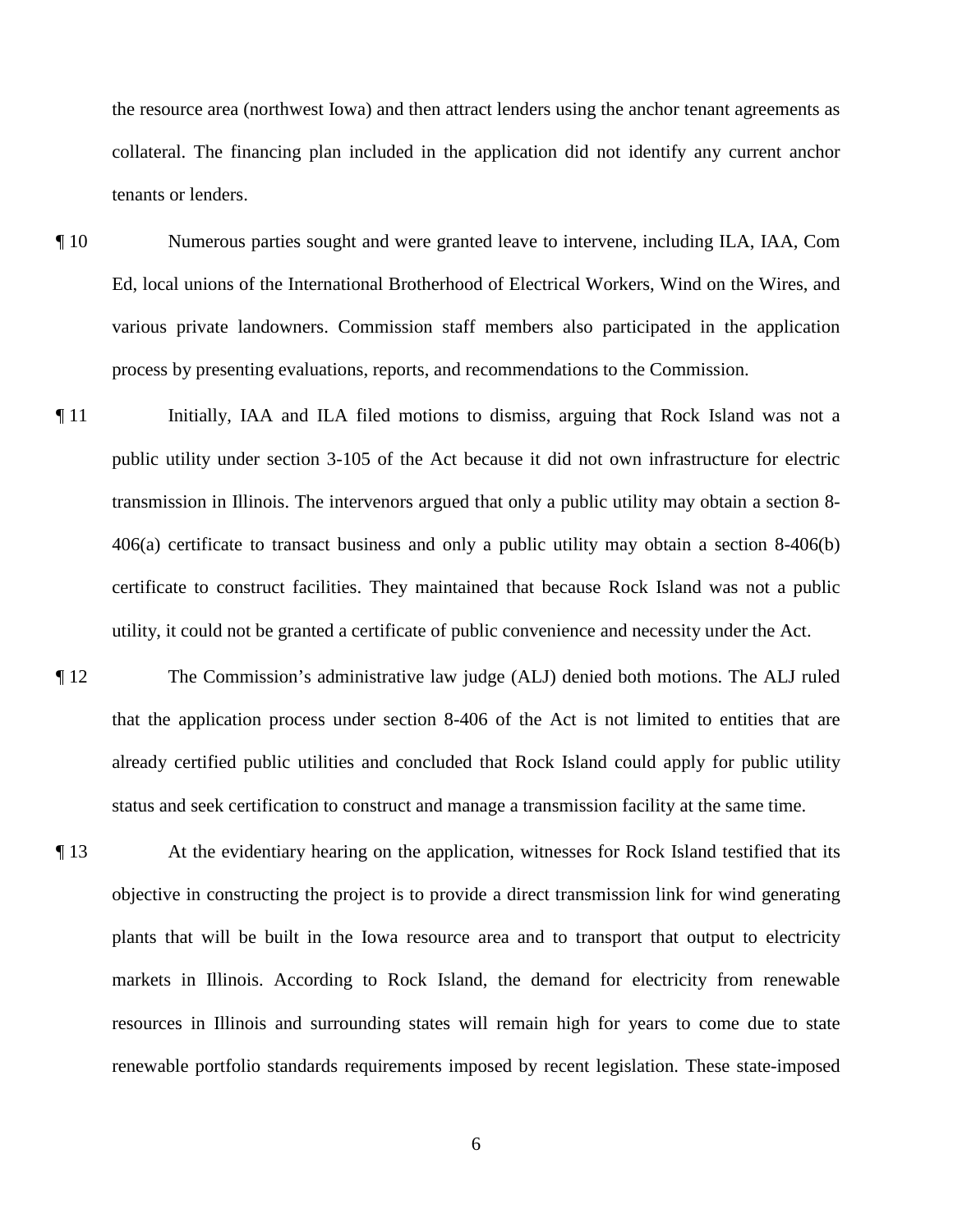the resource area (northwest Iowa) and then attract lenders using the anchor tenant agreements as collateral. The financing plan included in the application did not identify any current anchor tenants or lenders.

¶ 10 Numerous parties sought and were granted leave to intervene, including ILA, IAA, Com Ed, local unions of the International Brotherhood of Electrical Workers, Wind on the Wires, and various private landowners. Commission staff members also participated in the application process by presenting evaluations, reports, and recommendations to the Commission.

¶ 11 Initially, IAA and ILA filed motions to dismiss, arguing that Rock Island was not a public utility under section 3-105 of the Act because it did not own infrastructure for electric transmission in Illinois. The intervenors argued that only a public utility may obtain a section 8-406(a) certificate to transact business and only a public utility may obtain a section 8-406(b) certificate to construct facilities. They maintained that because Rock Island was not a public utility, it could not be granted a certificate of public convenience and necessity under the Act.

¶ 12 The Commission's administrative law judge (ALJ) denied both motions. The ALJ ruled that the application process under section 8-406 of the Act is not limited to entities that are already certified public utilities and concluded that Rock Island could apply for public utility status and seek certification to construct and manage a transmission facility at the same time.

¶ 13 At the evidentiary hearing on the application, witnesses for Rock Island testified that its objective in constructing the project is to provide a direct transmission link for wind generating plants that will be built in the Iowa resource area and to transport that output to electricity markets in Illinois. According to Rock Island, the demand for electricity from renewable resources in Illinois and surrounding states will remain high for years to come due to state renewable portfolio standards requirements imposed by recent legislation. These state-imposed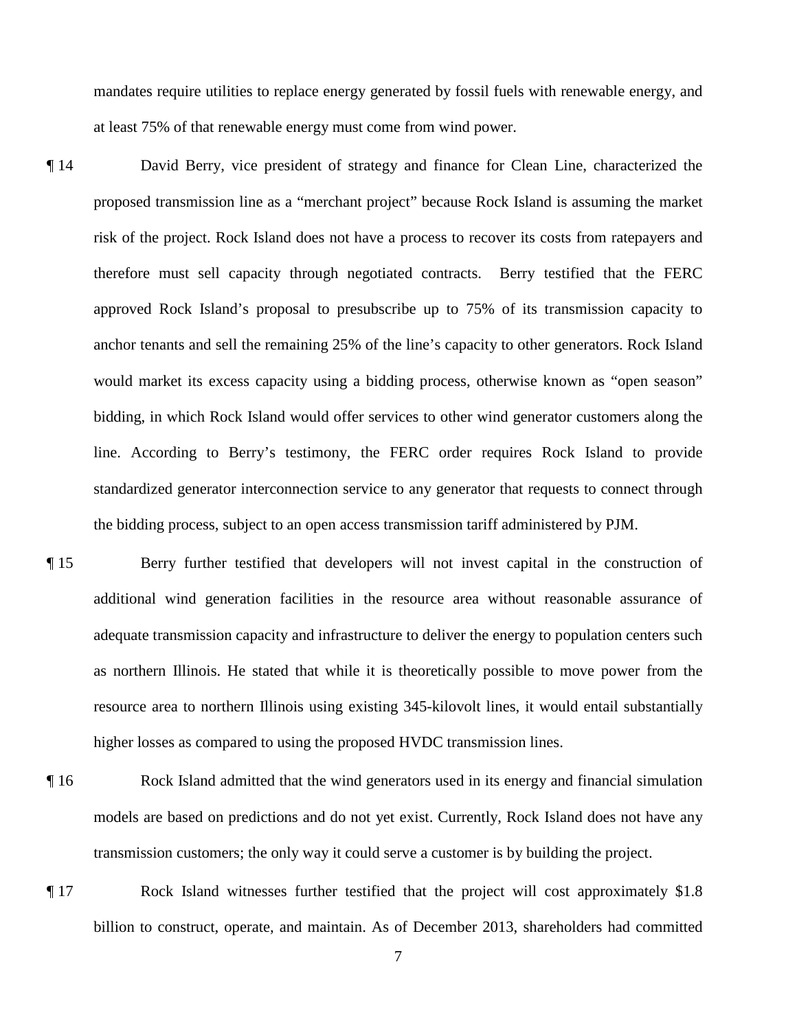mandates require utilities to replace energy generated by fossil fuels with renewable energy, and at least 75% of that renewable energy must come from wind power.

¶ 14 David Berry, vice president of strategy and finance for Clean Line, characterized the proposed transmission line as a "merchant project" because Rock Island is assuming the market risk of the project. Rock Island does not have a process to recover its costs from ratepayers and therefore must sell capacity through negotiated contracts. Berry testified that the FERC approved Rock Island's proposal to presubscribe up to 75% of its transmission capacity to anchor tenants and sell the remaining 25% of the line's capacity to other generators. Rock Island would market its excess capacity using a bidding process, otherwise known as "open season" bidding, in which Rock Island would offer services to other wind generator customers along the line. According to Berry's testimony, the FERC order requires Rock Island to provide standardized generator interconnection service to any generator that requests to connect through the bidding process, subject to an open access transmission tariff administered by PJM.

¶ 15 Berry further testified that developers will not invest capital in the construction of additional wind generation facilities in the resource area without reasonable assurance of adequate transmission capacity and infrastructure to deliver the energy to population centers such as northern Illinois. He stated that while it is theoretically possible to move power from the resource area to northern Illinois using existing 345-kilovolt lines, it would entail substantially higher losses as compared to using the proposed HVDC transmission lines.

¶ 16 Rock Island admitted that the wind generators used in its energy and financial simulation models are based on predictions and do not yet exist. Currently, Rock Island does not have any transmission customers; the only way it could serve a customer is by building the project.

¶ 17 Rock Island witnesses further testified that the project will cost approximately $1.8 billion to construct, operate, and maintain. As of December 2013, shareholders had committed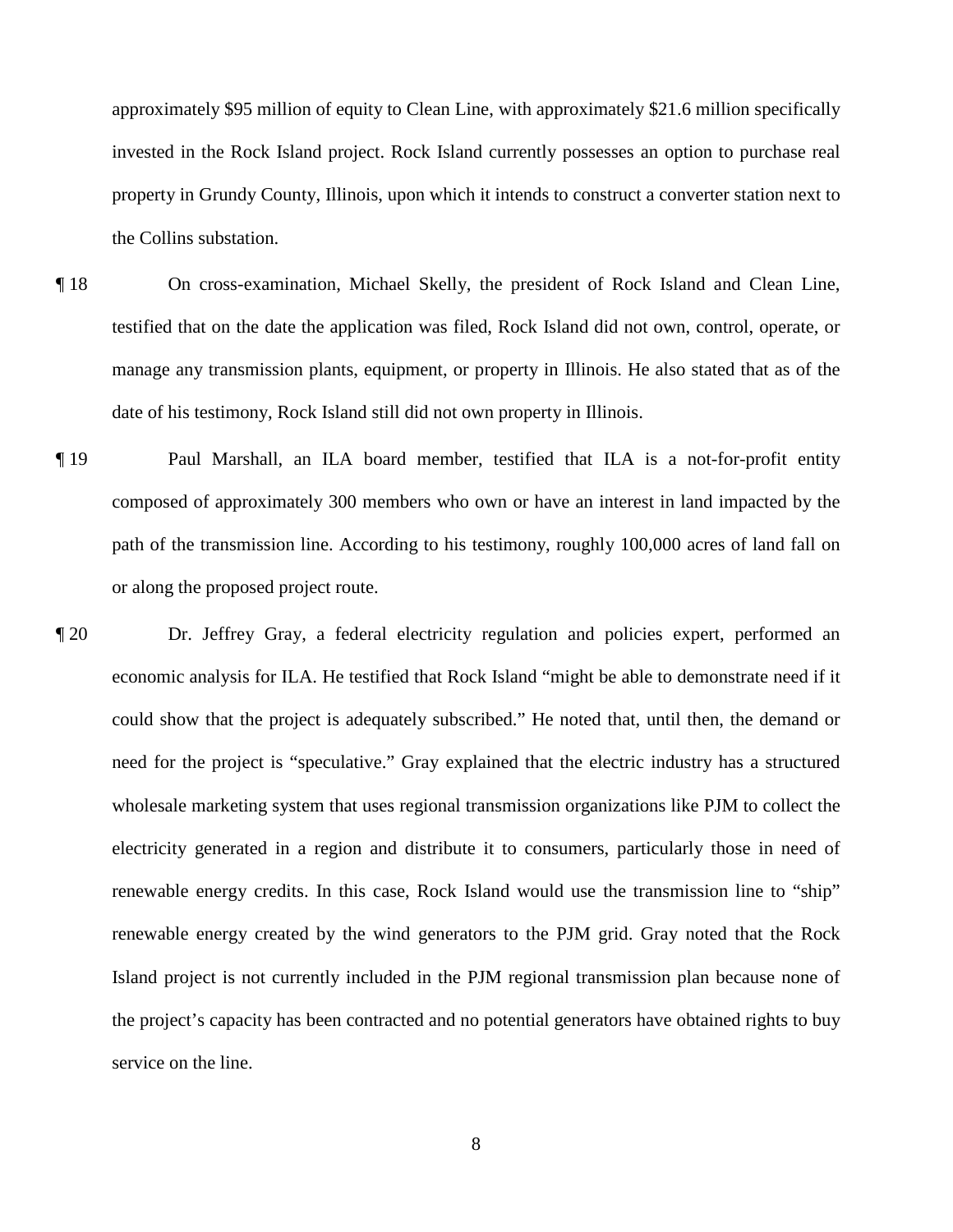approximately $95 million of equity to Clean Line, with approximately $21.6 million specifically invested in the Rock Island project. Rock Island currently possesses an option to purchase real property in Grundy County, Illinois, upon which it intends to construct a converter station next to the Collins substation.

¶ 18 On cross-examination, Michael Skelly, the president of Rock Island and Clean Line, testified that on the date the application was filed, Rock Island did not own, control, operate, or manage any transmission plants, equipment, or property in Illinois. He also stated that as of the date of his testimony, Rock Island still did not own property in Illinois.

¶ 19 Paul Marshall, an ILA board member, testified that ILA is a not-for-profit entity composed of approximately 300 members who own or have an interest in land impacted by the path of the transmission line. According to his testimony, roughly 100,000 acres of land fall on or along the proposed project route.

¶ 20 Dr. Jeffrey Gray, a federal electricity regulation and policies expert, performed an economic analysis for ILA. He testified that Rock Island "might be able to demonstrate need if it could show that the project is adequately subscribed." He noted that, until then, the demand or need for the project is "speculative." Gray explained that the electric industry has a structured wholesale marketing system that uses regional transmission organizations like PJM to collect the electricity generated in a region and distribute it to consumers, particularly those in need of renewable energy credits. In this case, Rock Island would use the transmission line to "ship" renewable energy created by the wind generators to the PJM grid. Gray noted that the Rock Island project is not currently included in the PJM regional transmission plan because none of the project's capacity has been contracted and no potential generators have obtained rights to buy service on the line.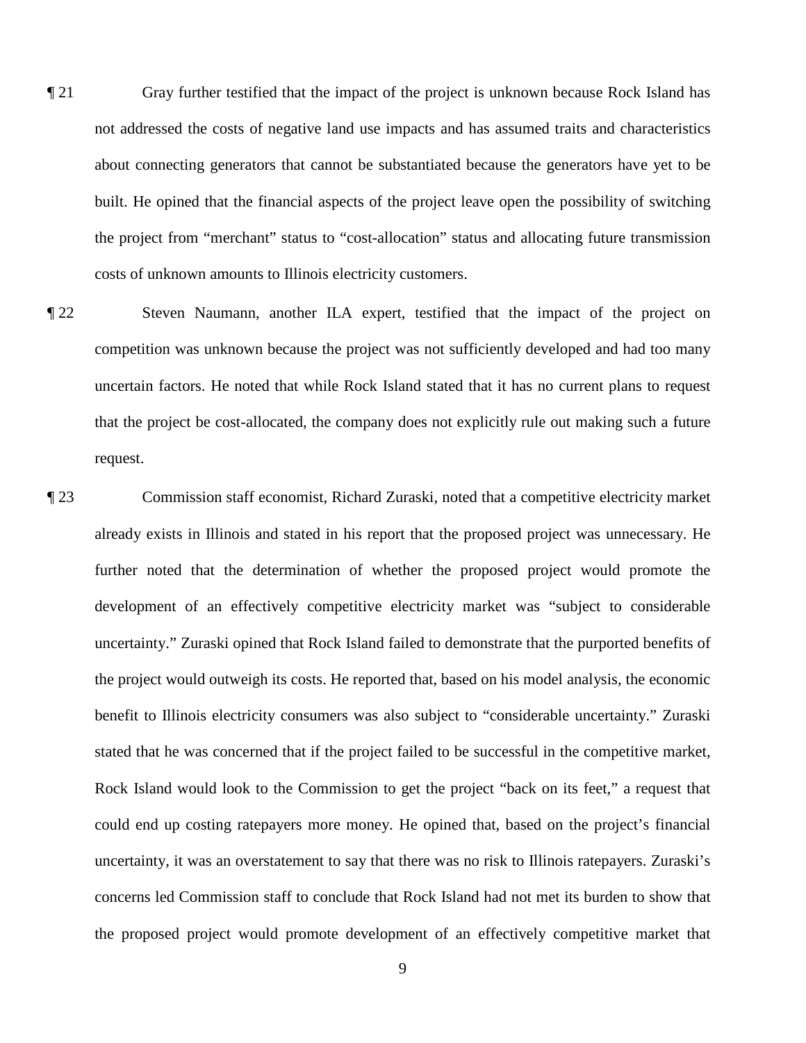¶ 21 Gray further testified that the impact of the project is unknown because Rock Island has not addressed the costs of negative land use impacts and has assumed traits and characteristics about connecting generators that cannot be substantiated because the generators have yet to be built. He opined that the financial aspects of the project leave open the possibility of switching the project from "merchant" status to "cost-allocation" status and allocating future transmission costs of unknown amounts to Illinois electricity customers.

¶ 22 Steven Naumann, another ILA expert, testified that the impact of the project on competition was unknown because the project was not sufficiently developed and had too many uncertain factors. He noted that while Rock Island stated that it has no current plans to request that the project be cost-allocated, the company does not explicitly rule out making such a future request.

¶ 23 Commission staff economist, Richard Zuraski, noted that a competitive electricity market already exists in Illinois and stated in his report that the proposed project was unnecessary. He further noted that the determination of whether the proposed project would promote the development of an effectively competitive electricity market was "subject to considerable uncertainty." Zuraski opined that Rock Island failed to demonstrate that the purported benefits of the project would outweigh its costs. He reported that, based on his model analysis, the economic benefit to Illinois electricity consumers was also subject to "considerable uncertainty." Zuraski stated that he was concerned that if the project failed to be successful in the competitive market, Rock Island would look to the Commission to get the project "back on its feet," a request that could end up costing ratepayers more money. He opined that, based on the project's financial uncertainty, it was an overstatement to say that there was no risk to Illinois ratepayers. Zuraski's concerns led Commission staff to conclude that Rock Island had not met its burden to show that the proposed project would promote development of an effectively competitive market that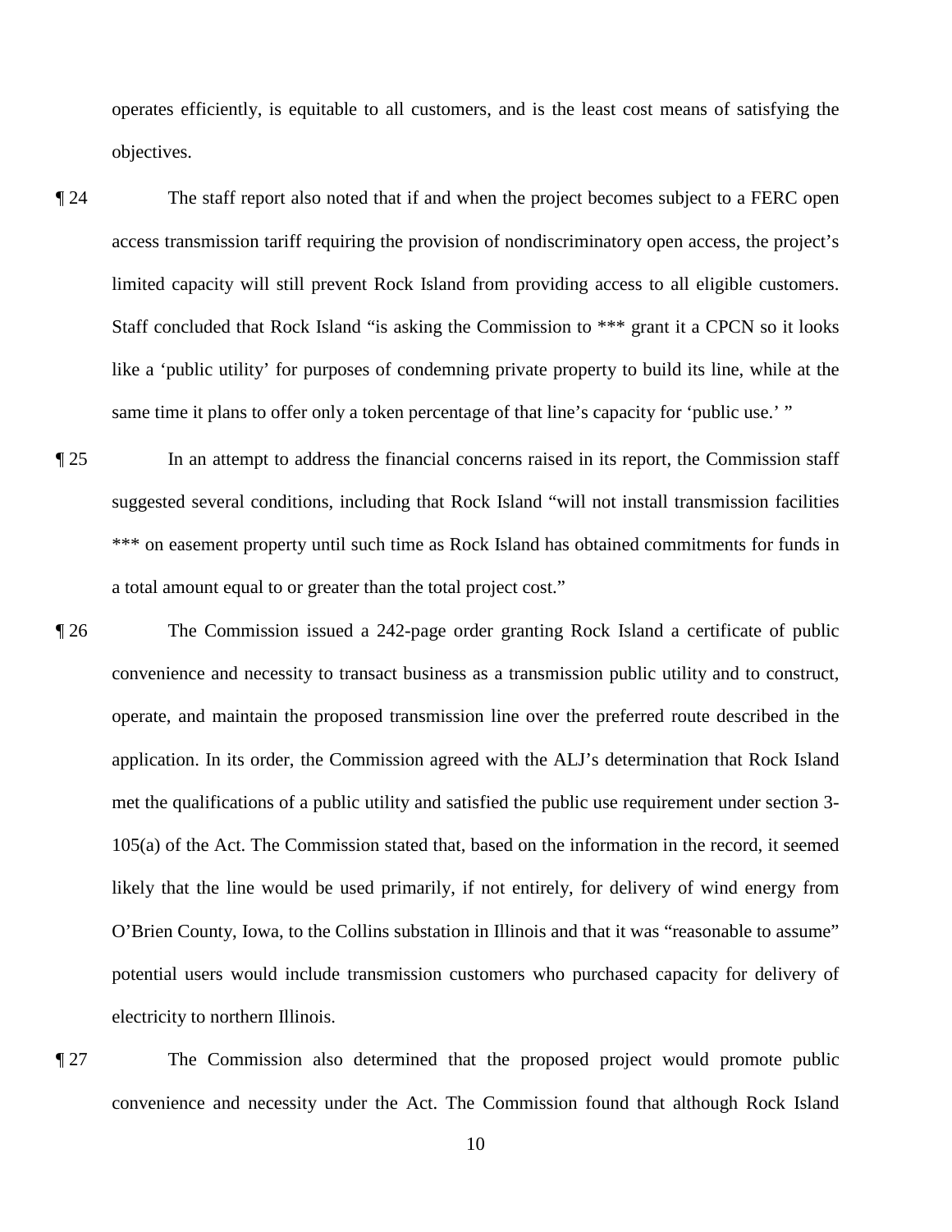operates efficiently, is equitable to all customers, and is the least cost means of satisfying the objectives.

¶ 24 The staff report also noted that if and when the project becomes subject to a FERC open access transmission tariff requiring the provision of nondiscriminatory open access, the project's limited capacity will still prevent Rock Island from providing access to all eligible customers. Staff concluded that Rock Island "is asking the Commission to *** grant it a CPCN so it looks like a 'public utility' for purposes of condemning private property to build its line, while at the same time it plans to offer only a token percentage of that line's capacity for 'public use.' "

¶ 25 In an attempt to address the financial concerns raised in its report, the Commission staff suggested several conditions, including that Rock Island "will not install transmission facilities *** on easement property until such time as Rock Island has obtained commitments for funds in a total amount equal to or greater than the total project cost."

¶ 26 The Commission issued a 242-page order granting Rock Island a certificate of public convenience and necessity to transact business as a transmission public utility and to construct, operate, and maintain the proposed transmission line over the preferred route described in the application. In its order, the Commission agreed with the ALJ's determination that Rock Island met the qualifications of a public utility and satisfied the public use requirement under section 3-105(a) of the Act. The Commission stated that, based on the information in the record, it seemed likely that the line would be used primarily, if not entirely, for delivery of wind energy from O'Brien County, Iowa, to the Collins substation in Illinois and that it was "reasonable to assume" potential users would include transmission customers who purchased capacity for delivery of electricity to northern Illinois.

¶ 27 The Commission also determined that the proposed project would promote public convenience and necessity under the Act. The Commission found that although Rock Island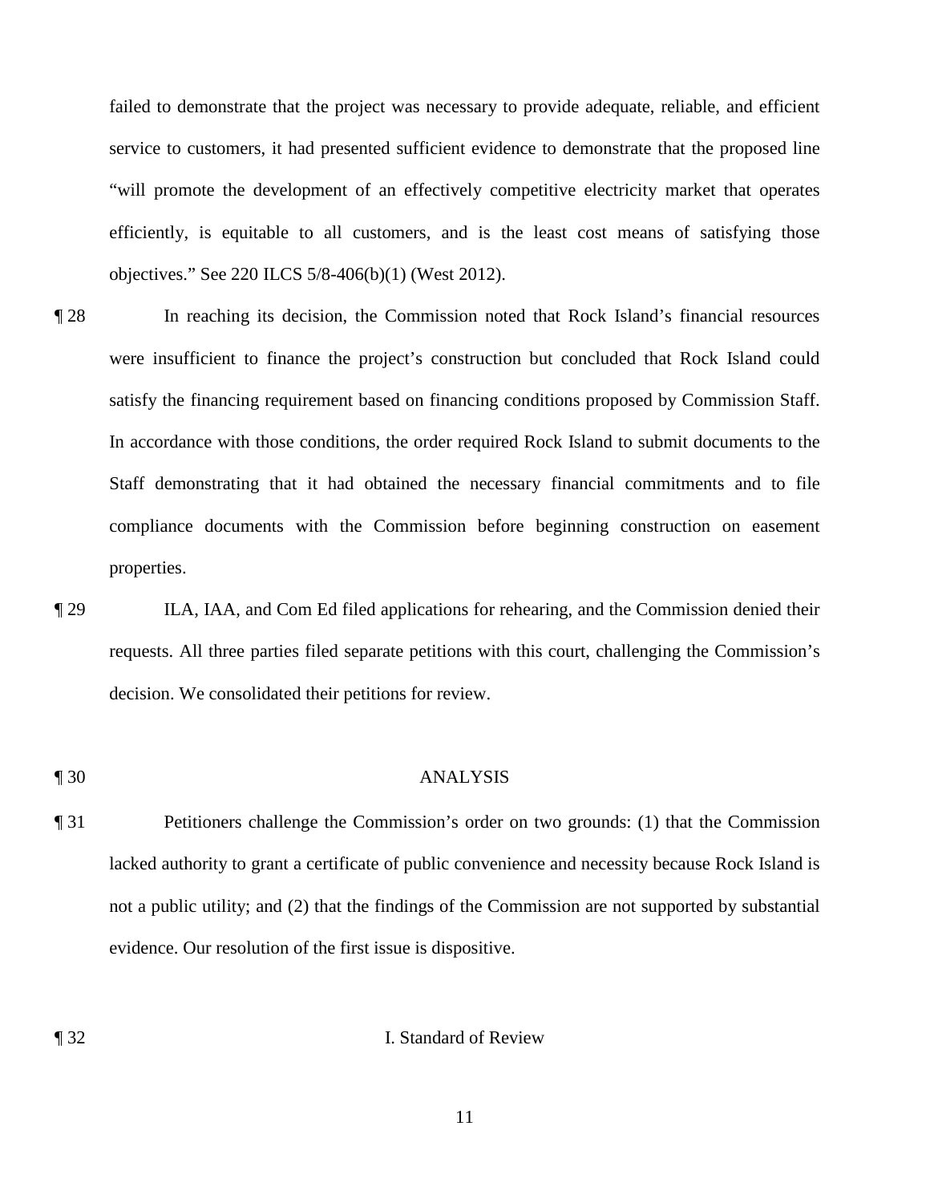failed to demonstrate that the project was necessary to provide adequate, reliable, and efficient service to customers, it had presented sufficient evidence to demonstrate that the proposed line "will promote the development of an effectively competitive electricity market that operates efficiently, is equitable to all customers, and is the least cost means of satisfying those objectives." See 220 ILCS 5/8-406(b)(1) (West 2012).

¶ 28 In reaching its decision, the Commission noted that Rock Island's financial resources were insufficient to finance the project's construction but concluded that Rock Island could satisfy the financing requirement based on financing conditions proposed by Commission Staff. In accordance with those conditions, the order required Rock Island to submit documents to the Staff demonstrating that it had obtained the necessary financial commitments and to file compliance documents with the Commission before beginning construction on easement properties.

¶ 29 ILA, IAA, and Com Ed filed applications for rehearing, and the Commission denied their requests. All three parties filed separate petitions with this court, challenging the Commission's decision. We consolidated their petitions for review.

¶ 30 ANALYSIS

¶ 31 Petitioners challenge the Commission's order on two grounds: (1) that the Commission lacked authority to grant a certificate of public convenience and necessity because Rock Island is not a public utility; and (2) that the findings of the Commission are not supported by substantial evidence. Our resolution of the first issue is dispositive.

¶ 32 I. Standard of Review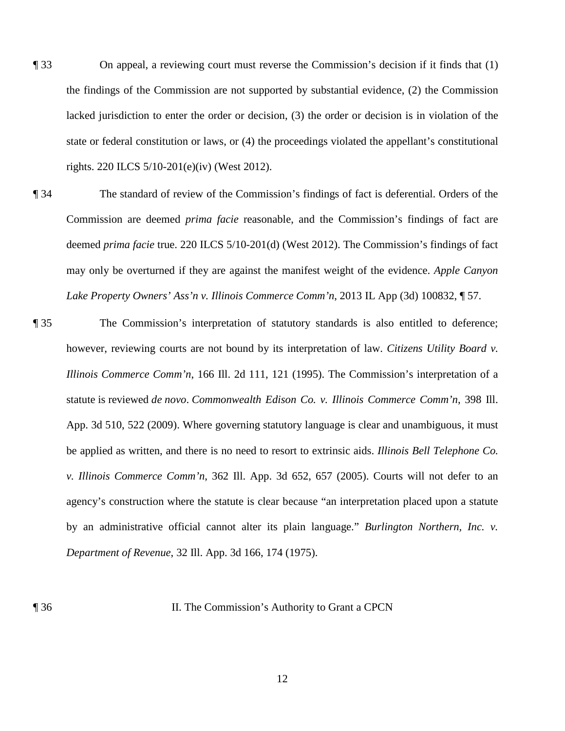¶ 33 On appeal, a reviewing court must reverse the Commission's decision if it finds that (1) the findings of the Commission are not supported by substantial evidence, (2) the Commission lacked jurisdiction to enter the order or decision, (3) the order or decision is in violation of the state or federal constitution or laws, or (4) the proceedings violated the appellant's constitutional rights. 220 ILCS 5/10-201(e)(iv) (West 2012).

¶ 34 The standard of review of the Commission's findings of fact is deferential. Orders of the Commission are deemed *prima facie* reasonable, and the Commission's findings of fact are deemed *prima facie* true. 220 ILCS 5/10-201(d) (West 2012). The Commission's findings of fact may only be overturned if they are against the manifest weight of the evidence. *Apple Canyon Lake Property Owners' Ass'n v. Illinois Commerce Comm'n*, 2013 IL App (3d) 100832, ¶ 57.

¶ 35 The Commission's interpretation of statutory standards is also entitled to deference; however, reviewing courts are not bound by its interpretation of law. *Citizens Utility Board v. Illinois Commerce Comm'n*, 166 Ill. 2d 111, 121 (1995). The Commission's interpretation of a statute is reviewed *de novo*. *Commonwealth Edison Co. v. Illinois Commerce Comm'n*, 398 Ill. App. 3d 510, 522 (2009). Where governing statutory language is clear and unambiguous, it must be applied as written, and there is no need to resort to extrinsic aids. *Illinois Bell Telephone Co. v. Illinois Commerce Comm'n*, 362 Ill. App. 3d 652, 657 (2005). Courts will not defer to an agency's construction where the statute is clear because "an interpretation placed upon a statute by an administrative official cannot alter its plain language." *Burlington Northern, Inc. v. Department of Revenue*, 32 Ill. App. 3d 166, 174 (1975).

¶ 36 II. The Commission's Authority to Grant a CPCN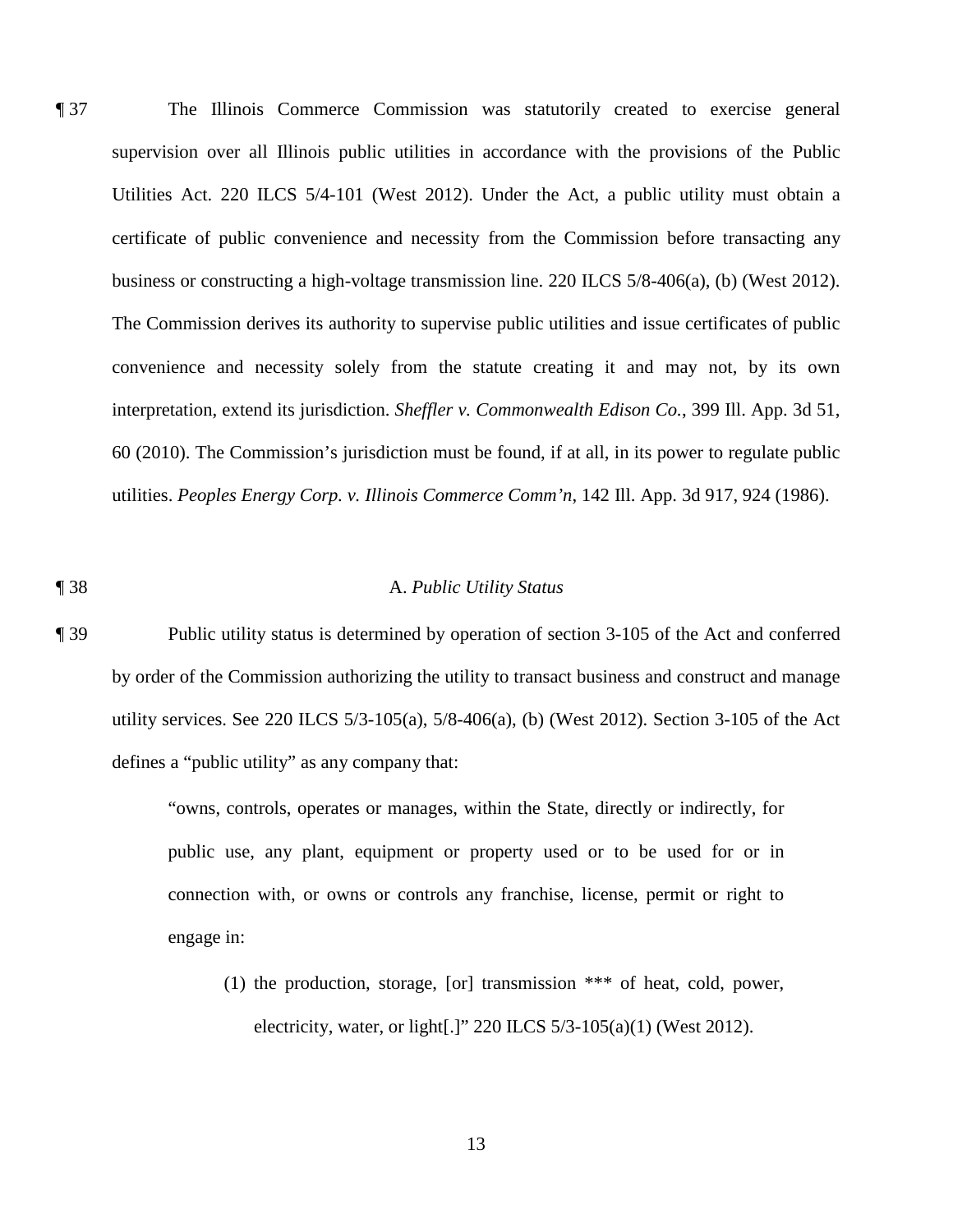¶ 37 The Illinois Commerce Commission was statutorily created to exercise general supervision over all Illinois public utilities in accordance with the provisions of the Public Utilities Act. 220 ILCS 5/4-101 (West 2012). Under the Act, a public utility must obtain a certificate of public convenience and necessity from the Commission before transacting any business or constructing a high-voltage transmission line. 220 ILCS 5/8-406(a), (b) (West 2012). The Commission derives its authority to supervise public utilities and issue certificates of public convenience and necessity solely from the statute creating it and may not, by its own interpretation, extend its jurisdiction. *Sheffler v. Commonwealth Edison Co.*, 399 Ill. App. 3d 51, 60 (2010). The Commission's jurisdiction must be found, if at all, in its power to regulate public utilities. *Peoples Energy Corp. v. Illinois Commerce Comm'n*, 142 Ill. App. 3d 917, 924 (1986).

¶ 38 A. *Public Utility Status*

¶ 39 Public utility status is determined by operation of section 3-105 of the Act and conferred by order of the Commission authorizing the utility to transact business and construct and manage utility services. See 220 ILCS 5/3-105(a), 5/8-406(a), (b) (West 2012). Section 3-105 of the Act defines a "public utility" as any company that:

> "owns, controls, operates or manages, within the State, directly or indirectly, for public use, any plant, equipment or property used or to be used for or in connection with, or owns or controls any franchise, license, permit or right to engage in:
>
> (1) the production, storage, [or] transmission *** of heat, cold, power, electricity, water, or light[.]" 220 ILCS 5/3-105(a)(1) (West 2012).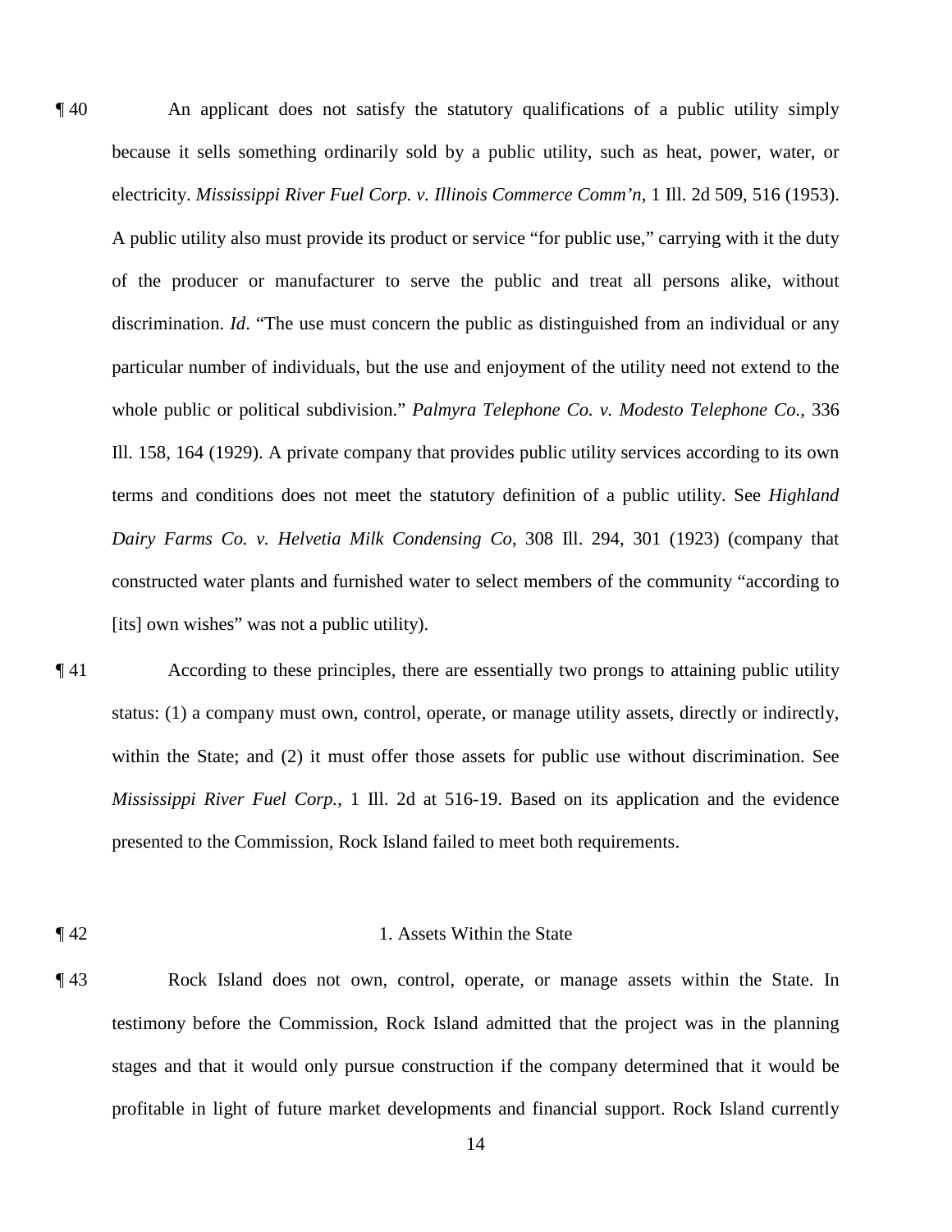¶ 40 An applicant does not satisfy the statutory qualifications of a public utility simply because it sells something ordinarily sold by a public utility, such as heat, power, water, or electricity. *Mississippi River Fuel Corp. v. Illinois Commerce Comm'n*, 1 Ill. 2d 509, 516 (1953). A public utility also must provide its product or service "for public use," carrying with it the duty of the producer or manufacturer to serve the public and treat all persons alike, without discrimination. *Id*. "The use must concern the public as distinguished from an individual or any particular number of individuals, but the use and enjoyment of the utility need not extend to the whole public or political subdivision." *Palmyra Telephone Co. v. Modesto Telephone Co.*, 336 Ill. 158, 164 (1929). A private company that provides public utility services according to its own terms and conditions does not meet the statutory definition of a public utility. See *Highland Dairy Farms Co. v. Helvetia Milk Condensing Co*, 308 Ill. 294, 301 (1923) (company that constructed water plants and furnished water to select members of the community "according to [its] own wishes" was not a public utility).

¶ 41 According to these principles, there are essentially two prongs to attaining public utility status: (1) a company must own, control, operate, or manage utility assets, directly or indirectly, within the State; and (2) it must offer those assets for public use without discrimination. See *Mississippi River Fuel Corp.*, 1 Ill. 2d at 516-19. Based on its application and the evidence presented to the Commission, Rock Island failed to meet both requirements.

¶ 42

### 1. Assets Within the State

¶ 43 Rock Island does not own, control, operate, or manage assets within the State. In testimony before the Commission, Rock Island admitted that the project was in the planning stages and that it would only pursue construction if the company determined that it would be profitable in light of future market developments and financial support. Rock Island currently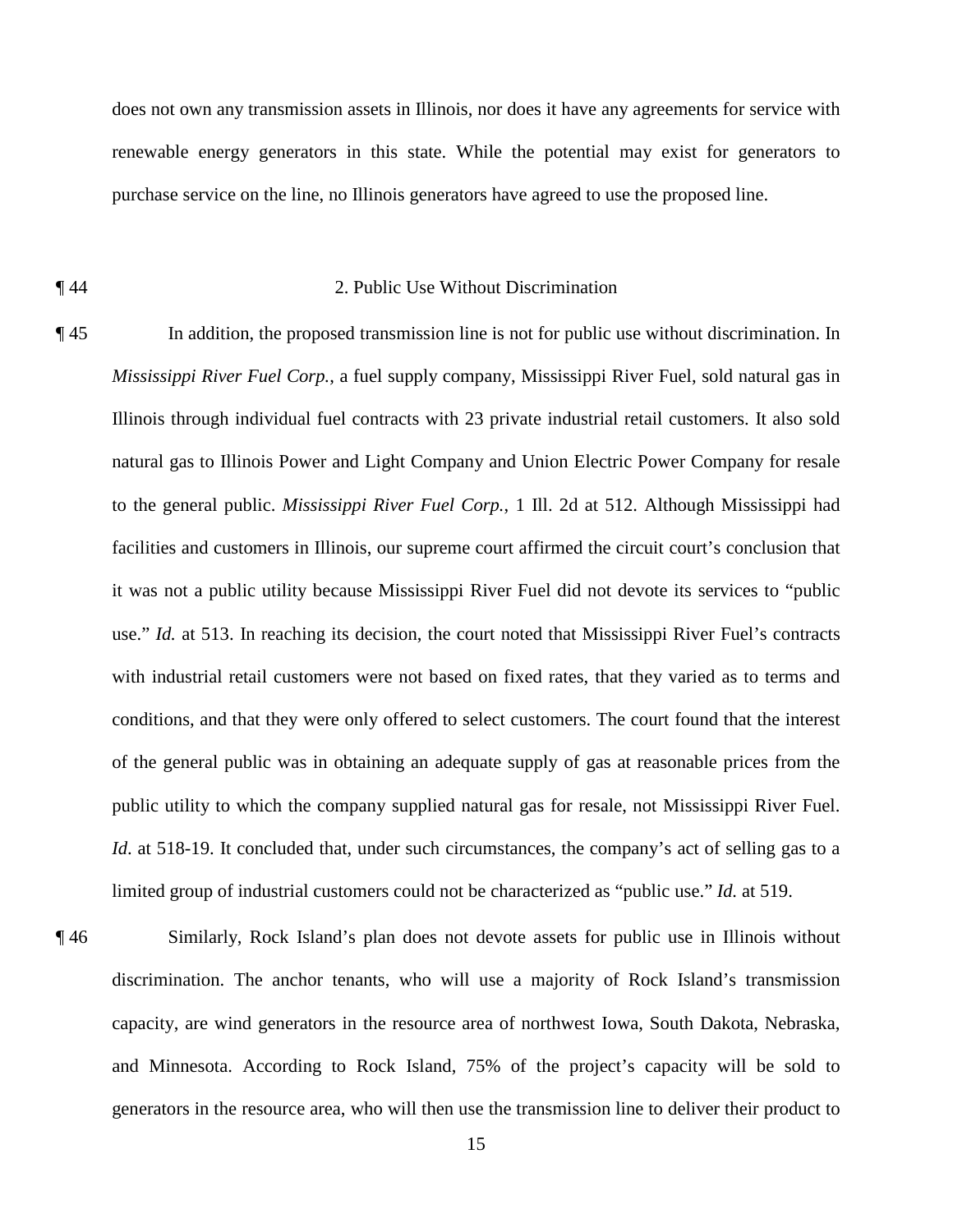does not own any transmission assets in Illinois, nor does it have any agreements for service with renewable energy generators in this state. While the potential may exist for generators to purchase service on the line, no Illinois generators have agreed to use the proposed line.

¶ 44 2. Public Use Without Discrimination

¶ 45 In addition, the proposed transmission line is not for public use without discrimination. In *Mississippi River Fuel Corp.*, a fuel supply company, Mississippi River Fuel, sold natural gas in Illinois through individual fuel contracts with 23 private industrial retail customers. It also sold natural gas to Illinois Power and Light Company and Union Electric Power Company for resale to the general public. *Mississippi River Fuel Corp.*, 1 Ill. 2d at 512. Although Mississippi had facilities and customers in Illinois, our supreme court affirmed the circuit court's conclusion that it was not a public utility because Mississippi River Fuel did not devote its services to "public use." *Id.* at 513. In reaching its decision, the court noted that Mississippi River Fuel's contracts with industrial retail customers were not based on fixed rates, that they varied as to terms and conditions, and that they were only offered to select customers. The court found that the interest of the general public was in obtaining an adequate supply of gas at reasonable prices from the public utility to which the company supplied natural gas for resale, not Mississippi River Fuel. *Id.* at 518-19. It concluded that, under such circumstances, the company's act of selling gas to a limited group of industrial customers could not be characterized as "public use." *Id.* at 519.

¶ 46 Similarly, Rock Island's plan does not devote assets for public use in Illinois without discrimination. The anchor tenants, who will use a majority of Rock Island's transmission capacity, are wind generators in the resource area of northwest Iowa, South Dakota, Nebraska, and Minnesota. According to Rock Island, 75% of the project's capacity will be sold to generators in the resource area, who will then use the transmission line to deliver their product to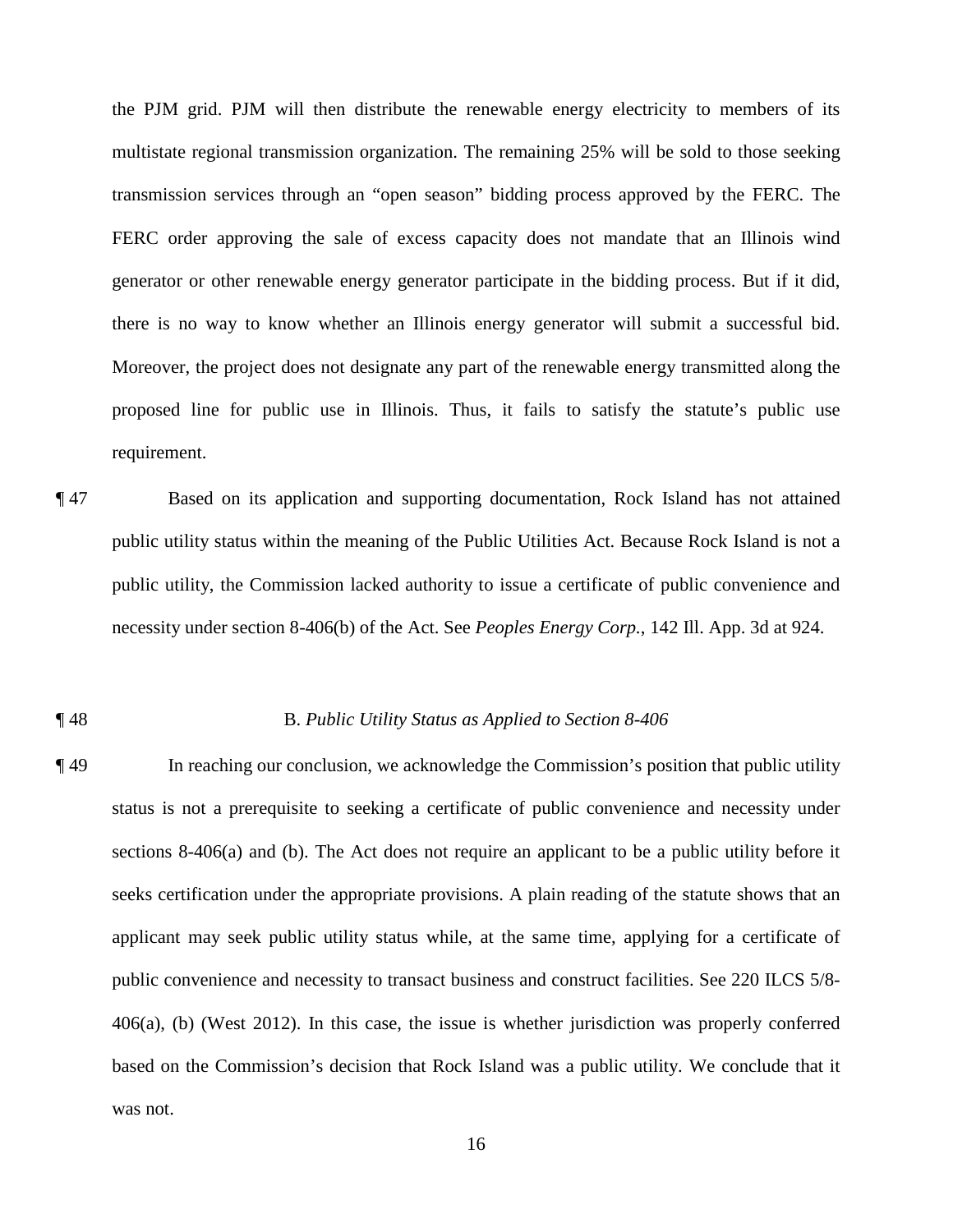the PJM grid. PJM will then distribute the renewable energy electricity to members of its multistate regional transmission organization. The remaining 25% will be sold to those seeking transmission services through an "open season" bidding process approved by the FERC. The FERC order approving the sale of excess capacity does not mandate that an Illinois wind generator or other renewable energy generator participate in the bidding process. But if it did, there is no way to know whether an Illinois energy generator will submit a successful bid. Moreover, the project does not designate any part of the renewable energy transmitted along the proposed line for public use in Illinois. Thus, it fails to satisfy the statute's public use requirement.

¶ 47 Based on its application and supporting documentation, Rock Island has not attained public utility status within the meaning of the Public Utilities Act. Because Rock Island is not a public utility, the Commission lacked authority to issue a certificate of public convenience and necessity under section 8-406(b) of the Act. See *Peoples Energy Corp.*, 142 Ill. App. 3d at 924.

¶ 48 B. *Public Utility Status as Applied to Section 8-406*

¶ 49 In reaching our conclusion, we acknowledge the Commission's position that public utility status is not a prerequisite to seeking a certificate of public convenience and necessity under sections 8-406(a) and (b). The Act does not require an applicant to be a public utility before it seeks certification under the appropriate provisions. A plain reading of the statute shows that an applicant may seek public utility status while, at the same time, applying for a certificate of public convenience and necessity to transact business and construct facilities. See 220 ILCS 5/8-406(a), (b) (West 2012). In this case, the issue is whether jurisdiction was properly conferred based on the Commission's decision that Rock Island was a public utility. We conclude that it was not.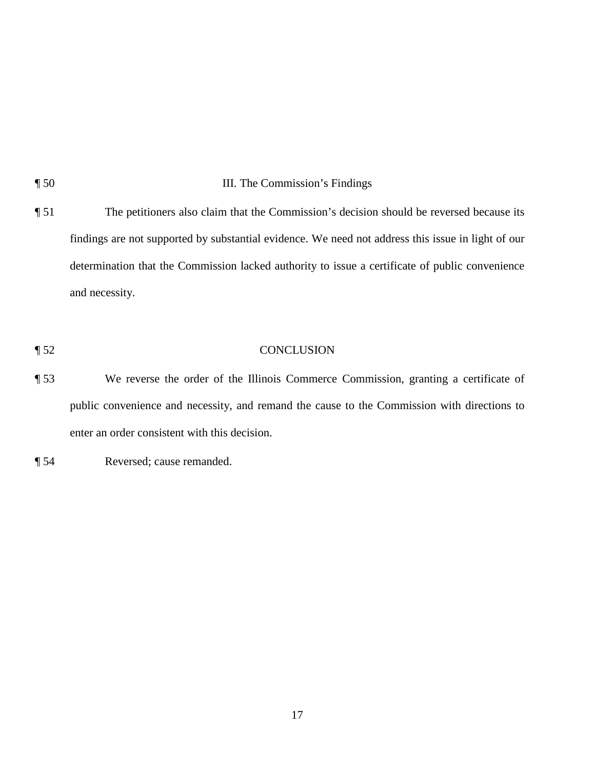¶ 50 III. The Commission's Findings

¶ 51 The petitioners also claim that the Commission's decision should be reversed because its findings are not supported by substantial evidence. We need not address this issue in light of our determination that the Commission lacked authority to issue a certificate of public convenience and necessity.

¶ 52 CONCLUSION

¶ 53 We reverse the order of the Illinois Commerce Commission, granting a certificate of public convenience and necessity, and remand the cause to the Commission with directions to enter an order consistent with this decision.

¶ 54 Reversed; cause remanded.